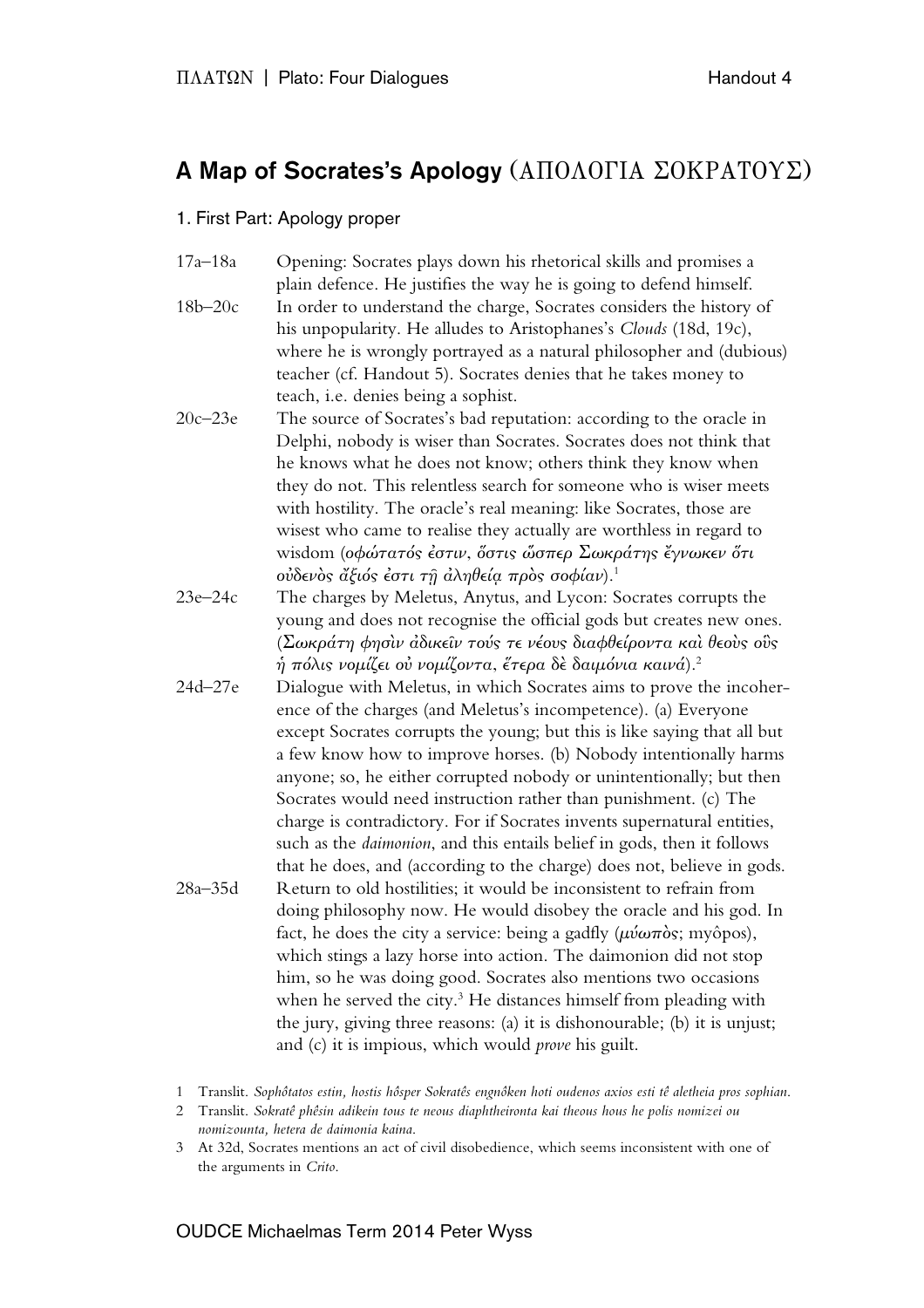# A Map of Socrates's Apology (ΑΠΟΛΟΓΙΑ ΣΟΚΡΑΤΟΥΣ)

## 1. First Part: Apology proper

| | |
|---|---|
| 17a–18a | Opening: Socrates plays down his rhetorical skills and promises a plain defence. He justifies the way he is going to defend himself. |
| 18b–20c | In order to understand the charge, Socrates considers the history of his unpopularity. He alludes to Aristophanes's *Clouds* (18d, 19c), where he is wrongly portrayed as a natural philosopher and (dubious) teacher (cf. Handout 5). Socrates denies that he takes money to teach, i.e. denies being a sophist. |
| 20c–23e | The source of Socrates's bad reputation: according to the oracle in Delphi, nobody is wiser than Socrates. Socrates does not think that he knows what he does not know; others think they know when they do not. This relentless search for someone who is wiser meets with hostility. The oracle's real meaning: like Socrates, those are wisest who came to realise they actually are worthless in regard to wisdom (*σοφώτατός ἐστιν, ὅστις ὥσπερ Σωκράτης ἔγνωκεν ὅτι οὐδενὸς ἄξιός ἐστι τῇ ἀληθείᾳ πρὸς σοφίαν*).[1] |
| 23e–24c | The charges by Meletus, Anytus, and Lycon: Socrates corrupts the young and does not recognise the official gods but creates new ones. (*Σωκράτη φησὶν ἀδικεῖν τούς τε νέους διαφθείροντα καὶ θεοὺς οὓς ἡ πόλις νομίζει οὐ νομίζοντα, ἕτερα δὲ δαιμόνια καινά*).[2] |
| 24d–27e | Dialogue with Meletus, in which Socrates aims to prove the incoherence of the charges (and Meletus's incompetence). (a) Everyone except Socrates corrupts the young; but this is like saying that all but a few know how to improve horses. (b) Nobody intentionally harms anyone; so, he either corrupted nobody or unintentionally; but then Socrates would need instruction rather than punishment. (c) The charge is contradictory. For if Socrates invents supernatural entities, such as the *daimonion*, and this entails belief in gods, then it follows that he does, and (according to the charge) does not, believe in gods. |
| 28a–35d | Return to old hostilities; it would be inconsistent to refrain from doing philosophy now. He would disobey the oracle and his god. In fact, he does the city a service: being a gadfly (*μύωπὸς*; myôpos), which stings a lazy horse into action. The daimonion did not stop him, so he was doing good. Socrates also mentions two occasions when he served the city.[3] He distances himself from pleading with the jury, giving three reasons: (a) it is dishonourable; (b) it is unjust; and (c) it is impious, which would *prove* his guilt. |

1 Translit. *Sophôtatos estin, hostis hôsper Sokratês engnôken hoti oudenos axios esti tê aletheia pros sophian.*

2 Translit. *Sokratê phêsin adikein tous te neous diaphtheironta kai theous hous he polis nomizei ou nomizounta, hetera de daimonia kaina.*

3 At 32d, Socrates mentions an act of civil disobedience, which seems inconsistent with one of the arguments in *Crito*.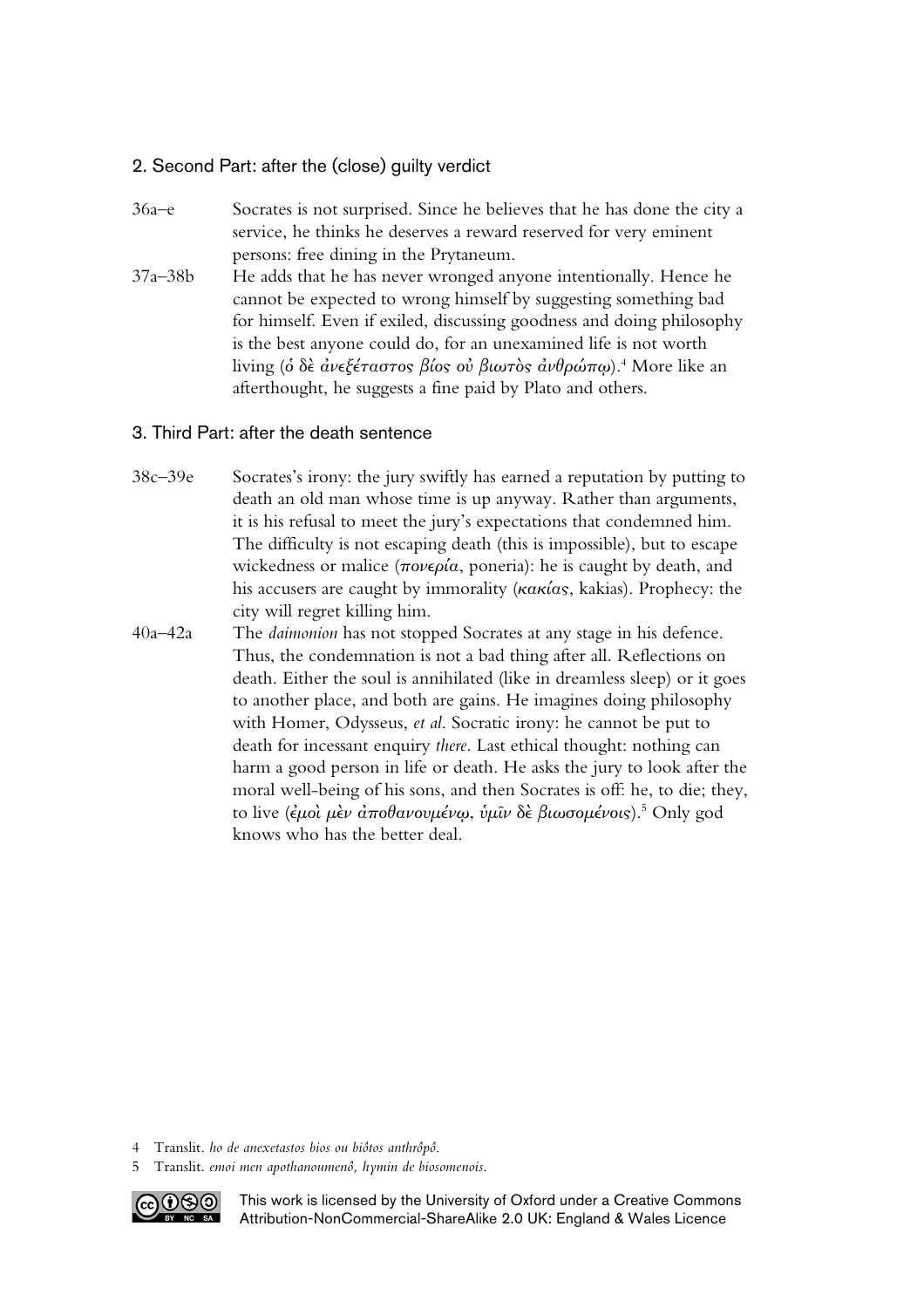## 2. Second Part: after the (close) guilty verdict

| | |
|---|---|
| 36a–e | Socrates is not surprised. Since he believes that he has done the city a service, he thinks he deserves a reward reserved for very eminent persons: free dining in the Prytaneum. |
| 37a–38b | He adds that he has never wronged anyone intentionally. Hence he cannot be expected to wrong himself by suggesting something bad for himself. Even if exiled, discussing goodness and doing philosophy is the best anyone could do, for an unexamined life is not worth living (*ὁ δὲ ἀνεξέταστος βίος οὐ βιωτὸς ἀνθρώπῳ*).[4] More like an afterthought, he suggests a fine paid by Plato and others. |

## 3. Third Part: after the death sentence

| | |
|---|---|
| 38c–39e | Socrates's irony: the jury swiftly has earned a reputation by putting to death an old man whose time is up anyway. Rather than arguments, it is his refusal to meet the jury's expectations that condemned him. The difficulty is not escaping death (this is impossible), but to escape wickedness or malice (*πονερία*, poneria): he is caught by death, and his accusers are caught by immorality (*κακίας*, kakias). Prophecy: the city will regret killing him. |
| 40a–42a | The *daimonion* has not stopped Socrates at any stage in his defence. Thus, the condemnation is not a bad thing after all. Reflections on death. Either the soul is annihilated (like in dreamless sleep) or it goes to another place, and both are gains. He imagines doing philosophy with Homer, Odysseus, *et al*. Socratic irony: he cannot be put to death for incessant enquiry *there*. Last ethical thought: nothing can harm a good person in life or death. He asks the jury to look after the moral well-being of his sons, and then Socrates is off: he, to die; they, to live (*ἐμοὶ μὲν ἀποθανουμένῳ, ὑμῖν δὲ βιωσομένοις*).[5] Only god knows who has the better deal. |

4 Translit. *ho de anexetastos bios ou biôtos anthrôpô*.

5 Translit. *emoi men apothanoumenô, hymin de biosomenois*.

This work is licensed by the University of Oxford under a Creative Commons Attribution-NonCommercial-ShareAlike 2.0 UK: England & Wales Licence